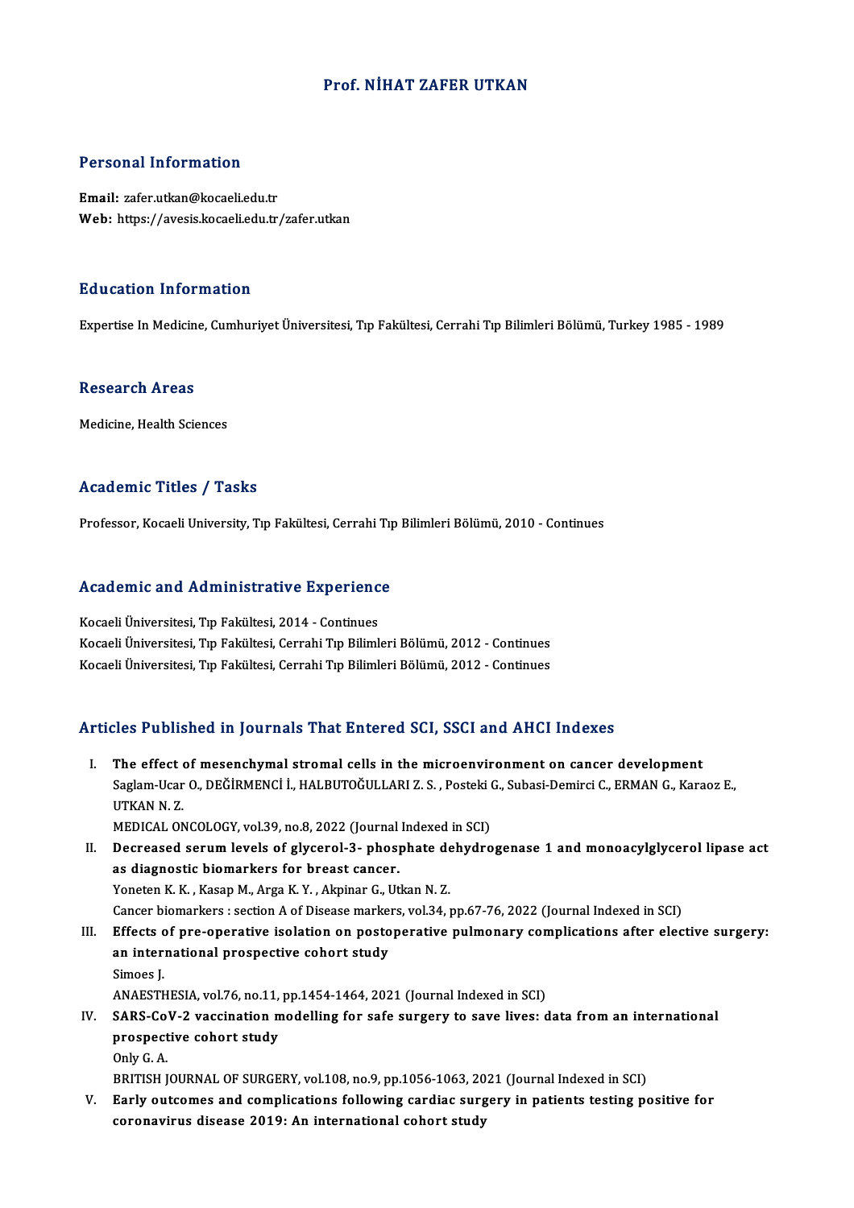# Prof. NİHAT ZAFER UTKAN

## Personal Information

**Email:** zafer.utkan@kocaeli.edu.tr
**Web:** https://avesis.kocaeli.edu.tr/zafer.utkan

## Education Information

Expertise In Medicine, Cumhuriyet Üniversitesi, Tıp Fakültesi, Cerrahi Tıp Bilimleri Bölümü, Turkey 1985 - 1989

## Research Areas

Medicine, Health Sciences

## Academic Titles / Tasks

Professor, Kocaeli University, Tıp Fakültesi, Cerrahi Tıp Bilimleri Bölümü, 2010 - Continues

## Academic and Administrative Experience

Kocaeli Üniversitesi, Tıp Fakültesi, 2014 - Continues
Kocaeli Üniversitesi, Tıp Fakültesi, Cerrahi Tıp Bilimleri Bölümü, 2012 - Continues
Kocaeli Üniversitesi, Tıp Fakültesi, Cerrahi Tıp Bilimleri Bölümü, 2012 - Continues

## Articles Published in Journals That Entered SCI, SSCI and AHCI Indexes

I. **The effect of mesenchymal stromal cells in the microenvironment on cancer development**
Saglam-Ucar O., DEĞİRMENCİ İ., HALBUTOĞULLARI Z. S. , Posteki G., Subasi-Demirci C., ERMAN G., Karaoz E., UTKAN N. Z.
MEDICAL ONCOLOGY, vol.39, no.8, 2022 (Journal Indexed in SCI)

II. **Decreased serum levels of glycerol-3- phosphate dehydrogenase 1 and monoacylglycerol lipase act as diagnostic biomarkers for breast cancer.**
Yoneten K. K. , Kasap M., Arga K. Y. , Akpinar G., Utkan N. Z.
Cancer biomarkers : section A of Disease markers, vol.34, pp.67-76, 2022 (Journal Indexed in SCI)

III. **Effects of pre-operative isolation on postoperative pulmonary complications after elective surgery: an international prospective cohort study**
Simoes J.
ANAESTHESIA, vol.76, no.11, pp.1454-1464, 2021 (Journal Indexed in SCI)

IV. **SARS-CoV-2 vaccination modelling for safe surgery to save lives: data from an international prospective cohort study**
Only G. A.
BRITISH JOURNAL OF SURGERY, vol.108, no.9, pp.1056-1063, 2021 (Journal Indexed in SCI)

V. **Early outcomes and complications following cardiac surgery in patients testing positive for coronavirus disease 2019: An international cohort study**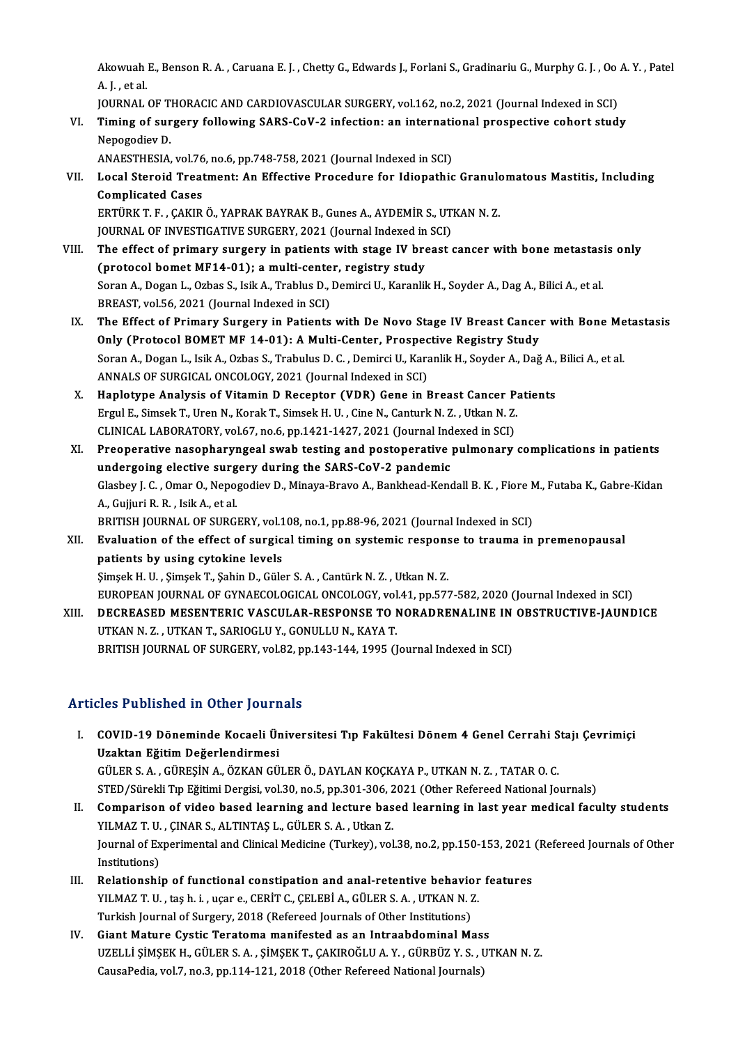Akowuah E., Benson R. A. , Caruana E. J. , Chetty G., Edwards J., Forlani S., Gradinariu G., Murphy G. J. , Oo A. Y. , Patel A. J. , et al.
JOURNAL OF THORACIC AND CARDIOVASCULAR SURGERY, vol.162, no.2, 2021 (Journal Indexed in SCI)

VI. **Timing of surgery following SARS-CoV-2 infection: an international prospective cohort study**
Nepogodiev D.
ANAESTHESIA, vol.76, no.6, pp.748-758, 2021 (Journal Indexed in SCI)

VII. **Local Steroid Treatment: An Effective Procedure for Idiopathic Granulomatous Mastitis, Including Complicated Cases**
ERTÜRK T. F. , ÇAKIR Ö., YAPRAK BAYRAK B., Gunes A., AYDEMİR S., UTKAN N. Z.
JOURNAL OF INVESTIGATIVE SURGERY, 2021 (Journal Indexed in SCI)

VIII. **The effect of primary surgery in patients with stage IV breast cancer with bone metastasis only (protocol bomet MF14-01); a multi-center, registry study**
Soran A., Dogan L., Ozbas S., Isik A., Trablus D., Demirci U., Karanlik H., Soyder A., Dag A., Bilici A., et al.
BREAST, vol.56, 2021 (Journal Indexed in SCI)

IX. **The Effect of Primary Surgery in Patients with De Novo Stage IV Breast Cancer with Bone Metastasis Only (Protocol BOMET MF 14-01): A Multi-Center, Prospective Registry Study**
Soran A., Dogan L., Isik A., Ozbas S., Trabulus D. C. , Demirci U., Karanlik H., Soyder A., Dağ A., Bilici A., et al.
ANNALS OF SURGICAL ONCOLOGY, 2021 (Journal Indexed in SCI)

X. **Haplotype Analysis of Vitamin D Receptor (VDR) Gene in Breast Cancer Patients**
Ergul E., Simsek T., Uren N., Korak T., Simsek H. U. , Cine N., Canturk N. Z. , Utkan N. Z.
CLINICAL LABORATORY, vol.67, no.6, pp.1421-1427, 2021 (Journal Indexed in SCI)

XI. **Preoperative nasopharyngeal swab testing and postoperative pulmonary complications in patients undergoing elective surgery during the SARS-CoV-2 pandemic**
Glasbey J. C. , Omar O., Nepogodiev D., Minaya-Bravo A., Bankhead-Kendall B. K. , Fiore M., Futaba K., Gabre-Kidan A., Gujjuri R. R. , Isik A., et al.
BRITISH JOURNAL OF SURGERY, vol.108, no.1, pp.88-96, 2021 (Journal Indexed in SCI)

XII. **Evaluation of the effect of surgical timing on systemic response to trauma in premenopausal patients by using cytokine levels**
Şimşek H. U. , Şimşek T., Şahin D., Güler S. A. , Cantürk N. Z. , Utkan N. Z.
EUROPEAN JOURNAL OF GYNAECOLOGICAL ONCOLOGY, vol.41, pp.577-582, 2020 (Journal Indexed in SCI)

XIII. **DECREASED MESENTERIC VASCULAR-RESPONSE TO NORADRENALINE IN OBSTRUCTIVE-JAUNDICE**
UTKAN N. Z. , UTKAN T., SARIOGLU Y., GONULLU N., KAYA T.
BRITISH JOURNAL OF SURGERY, vol.82, pp.143-144, 1995 (Journal Indexed in SCI)

## Articles Published in Other Journals

I. **COVID-19 Döneminde Kocaeli Üniversitesi Tıp Fakültesi Dönem 4 Genel Cerrahi Stajı Çevrimiçi Uzaktan Eğitim Değerlendirmesi**
GÜLER S. A. , GÜREŞİN A., ÖZKAN GÜLER Ö., DAYLAN KOÇKAYA P., UTKAN N. Z. , TATAR O. C.
STED/Sürekli Tıp Eğitimi Dergisi, vol.30, no.5, pp.301-306, 2021 (Other Refereed National Journals)

II. **Comparison of video based learning and lecture based learning in last year medical faculty students**
YILMAZ T. U. , ÇINAR S., ALTINTAŞ L., GÜLER S. A. , Utkan Z.
Journal of Experimental and Clinical Medicine (Turkey), vol.38, no.2, pp.150-153, 2021 (Refereed Journals of Other Institutions)

III. **Relationship of functional constipation and anal-retentive behavior features**
YILMAZ T. U. , taş h. i. , uçar e., CERİT C., ÇELEBİ A., GÜLER S. A. , UTKAN N. Z.
Turkish Journal of Surgery, 2018 (Refereed Journals of Other Institutions)

IV. **Giant Mature Cystic Teratoma manifested as an Intraabdominal Mass**
UZELLİ ŞİMŞEK H., GÜLER S. A. , ŞİMŞEK T., ÇAKIROĞLU A. Y. , GÜRBÜZ Y. S. , UTKAN N. Z.
CausaPedia, vol.7, no.3, pp.114-121, 2018 (Other Refereed National Journals)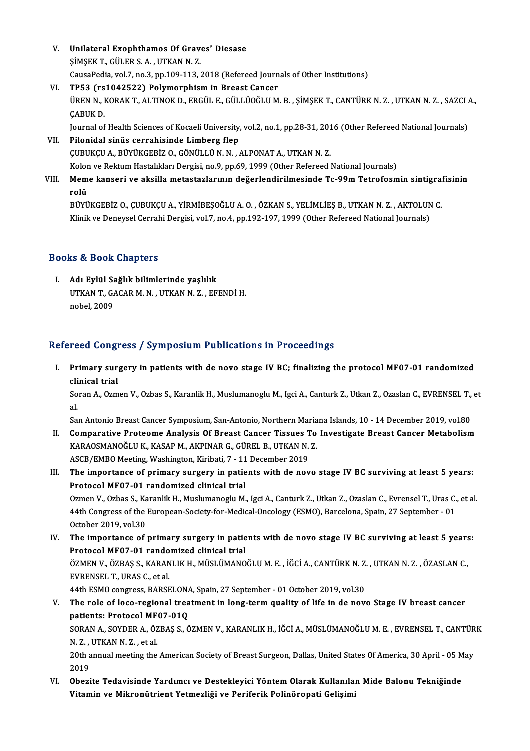V. **Unilateral Exophthamos Of Graves' Diesase**
ŞİMŞEK T., GÜLER S. A. , UTKAN N. Z.
CausaPedia, vol.7, no.3, pp.109-113, 2018 (Refereed Journals of Other Institutions)

VI. **TP53 (rs1042522) Polymorphism in Breast Cancer**
ÜREN N., KORAK T., ALTINOK D., ERGÜL E., GÜLLÜOĞLU M. B. , ŞİMŞEK T., CANTÜRK N. Z. , UTKAN N. Z. , SAZCI A., ÇABUK D.
Journal of Health Sciences of Kocaeli University, vol.2, no.1, pp.28-31, 2016 (Other Refereed National Journals)

VII. **Pilonidal sinüs cerrahisinde Limberg flep**
ÇUBUKÇU A., BÜYÜKGEBİZ O., GÖNÜLLÜ N. N. , ALPONAT A., UTKAN N. Z.
Kolon ve Rektum Hastalıkları Dergisi, no.9, pp.69, 1999 (Other Refereed National Journals)

VIII. **Meme kanseri ve aksilla metastazlarının değerlendirilmesinde Tc-99m Tetrofosmin sintigrafisinin rolü**
BÜYÜKGEBİZ O., ÇUBUKÇU A., YİRMİBEŞOĞLU A. O. , ÖZKAN S., YELİMLİEŞ B., UTKAN N. Z. , AKTOLUN C.
Klinik ve Deneysel Cerrahi Dergisi, vol.7, no.4, pp.192-197, 1999 (Other Refereed National Journals)

## Books & Book Chapters

I. **Adı Eylül Sağlık bilimlerinde yaşlılık**
UTKAN T., GACAR M. N. , UTKAN N. Z. , EFENDİ H.
nobel, 2009

## Refereed Congress / Symposium Publications in Proceedings

I. **Primary surgery in patients with de novo stage IV BC; finalizing the protocol MF07-01 randomized clinical trial**
Soran A., Ozmen V., Ozbas S., Karanlik H., Muslumanoglu M., Igci A., Canturk Z., Utkan Z., Ozaslan C., EVRENSEL T., et al.
San Antonio Breast Cancer Symposium, San-Antonio, Northern Mariana Islands, 10 - 14 December 2019, vol.80

II. **Comparative Proteome Analysis Of Breast Cancer Tissues To Investigate Breast Cancer Metabolism**
KARAOSMANOĞLU K., KASAP M., AKPINAR G., GÜREL B., UTKAN N. Z.
ASCB/EMBO Meeting, Washington, Kiribati, 7 - 11 December 2019

III. **The importance of primary surgery in patients with de novo stage IV BC surviving at least 5 years: Protocol MF07-01 randomized clinical trial**
Ozmen V., Ozbas S., Karanlik H., Muslumanoglu M., Igci A., Canturk Z., Utkan Z., Ozaslan C., Evrensel T., Uras C., et al.
44th Congress of the European-Society-for-Medical-Oncology (ESMO), Barcelona, Spain, 27 September - 01 October 2019, vol.30

IV. **The importance of primary surgery in patients with de novo stage IV BC surviving at least 5 years: Protocol MF07-01 randomized clinical trial**
ÖZMEN V., ÖZBAŞ S., KARANLIK H., MÜSLÜMANOĞLU M. E. , İĞCİ A., CANTÜRK N. Z. , UTKAN N. Z. , ÖZASLAN C., EVRENSEL T., URAS C., et al.
44th ESMO congress, BARSELONA, Spain, 27 September - 01 October 2019, vol.30

V. **The role of loco-regional treatment in long-term quality of life in de novo Stage IV breast cancer patients: Protocol MF07-01Q**
SORAN A., SOYDER A., ÖZBAŞ S., ÖZMEN V., KARANLIK H., İĞCİ A., MÜSLÜMANOĞLU M. E. , EVRENSEL T., CANTÜRK N. Z. , UTKAN N. Z. , et al.
20th annual meeting the American Society of Breast Surgeon, Dallas, United States Of America, 30 April - 05 May 2019

VI. **Obezite Tedavisinde Yardımcı ve Destekleyici Yöntem Olarak Kullanılan Mide Balonu Tekniğinde Vitamin ve Mikronütrient Yetmezliği ve Periferik Polinöropati Gelişimi**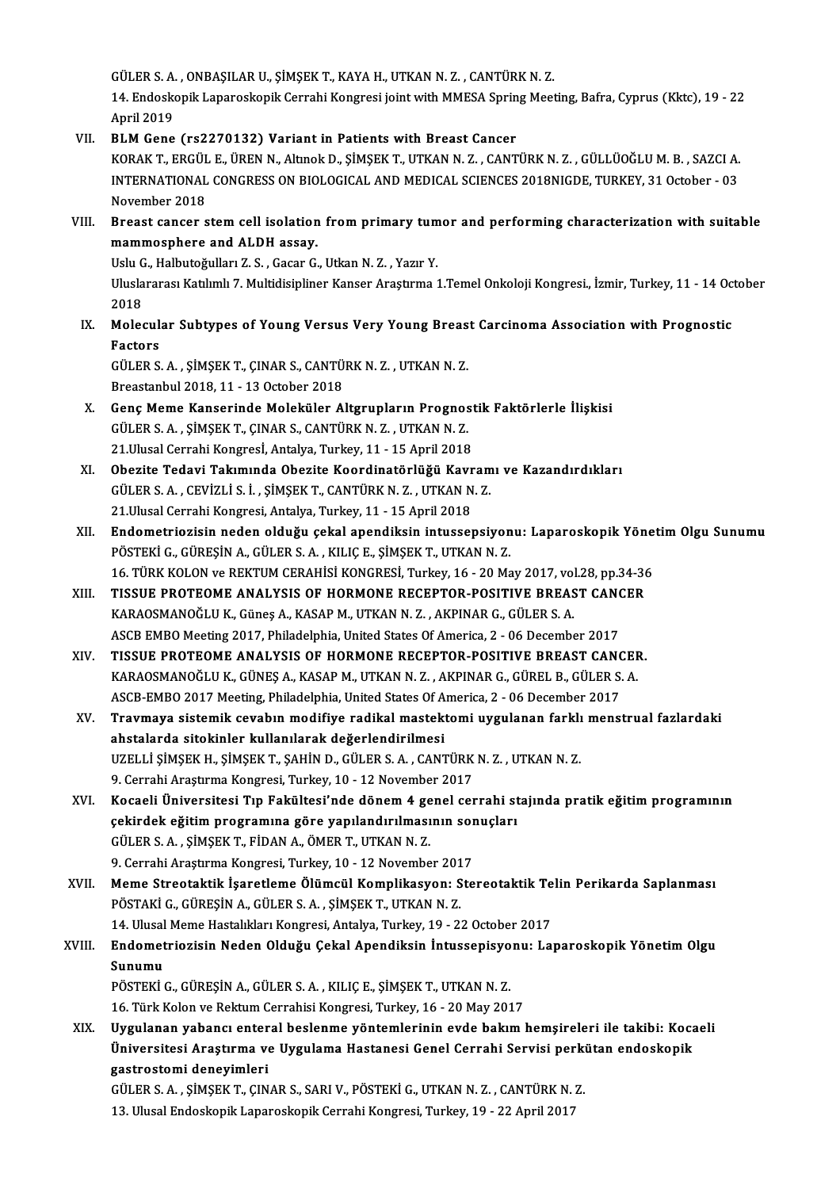GÜLER S. A. , ONBAŞILAR U., ŞİMŞEK T., KAYA H., UTKAN N. Z. , CANTÜRK N. Z.
14. Endoskopik Laparoskopik Cerrahi Kongresi joint with MMESA Spring Meeting, Bafra, Cyprus (Kktc), 19 - 22 April 2019

VII. **BLM Gene (rs2270132) Variant in Patients with Breast Cancer**
KORAK T., ERGÜL E., ÜREN N., Altınok D., ŞİMŞEK T., UTKAN N. Z. , CANTÜRK N. Z. , GÜLLÜOĞLU M. B. , SAZCI A.
INTERNATIONAL CONGRESS ON BIOLOGICAL AND MEDICAL SCIENCES 2018NIGDE, TURKEY, 31 October - 03 November 2018

VIII. **Breast cancer stem cell isolation from primary tumor and performing characterization with suitable mammosphere and ALDH assay.**
Uslu G., Halbutoğulları Z. S. , Gacar G., Utkan N. Z. , Yazır Y.
Uluslararası Katılımlı 7. Multidisipliner Kanser Araştırma 1.Temel Onkoloji Kongresi., İzmir, Turkey, 11 - 14 October 2018

IX. **Molecular Subtypes of Young Versus Very Young Breast Carcinoma Association with Prognostic Factors**
GÜLER S. A. , ŞİMŞEK T., ÇINAR S., CANTÜRK N. Z. , UTKAN N. Z.
Breastanbul 2018, 11 - 13 October 2018

X. **Genç Meme Kanserinde Moleküler Altgrupların Prognostik Faktörlerle İlişkisi**
GÜLER S. A. , ŞİMŞEK T., ÇINAR S., CANTÜRK N. Z. , UTKAN N. Z.
21.Ulusal Cerrahi Kongresİ, Antalya, Turkey, 11 - 15 April 2018

XI. **Obezite Tedavi Takımında Obezite Koordinatörlüğü Kavramı ve Kazandırdıkları**
GÜLER S. A. , CEVİZLİ S. İ. , ŞİMŞEK T., CANTÜRK N. Z. , UTKAN N. Z.
21.Ulusal Cerrahi Kongresi, Antalya, Turkey, 11 - 15 April 2018

XII. **Endometriozisin neden olduğu çekal apendiksin intussepsiyonu: Laparoskopik Yönetim Olgu Sunumu**
PÖSTEKİ G., GÜREŞİN A., GÜLER S. A. , KILIÇ E., ŞİMŞEK T., UTKAN N. Z.
16. TÜRK KOLON ve REKTUM CERAHİSİ KONGRESİ, Turkey, 16 - 20 May 2017, vol.28, pp.34-36

XIII. **TISSUE PROTEOME ANALYSIS OF HORMONE RECEPTOR-POSITIVE BREAST CANCER**
KARAOSMANOĞLU K., Güneş A., KASAP M., UTKAN N. Z. , AKPINAR G., GÜLER S. A.
ASCB EMBO Meeting 2017, Philadelphia, United States Of America, 2 - 06 December 2017

XIV. **TISSUE PROTEOME ANALYSIS OF HORMONE RECEPTOR-POSITIVE BREAST CANCER.**
KARAOSMANOĞLU K., GÜNEŞ A., KASAP M., UTKAN N. Z. , AKPINAR G., GÜREL B., GÜLER S. A.
ASCB-EMBO 2017 Meeting, Philadelphia, United States Of America, 2 - 06 December 2017

XV. **Travmaya sistemik cevabın modifiye radikal mastektomi uygulanan farklı menstrual fazlardaki ahstalarda sitokinler kullanılarak değerlendirilmesi**
UZELLİ ŞİMŞEK H., ŞİMŞEK T., ŞAHİN D., GÜLER S. A. , CANTÜRK N. Z. , UTKAN N. Z.
9. Cerrahi Araştırma Kongresi, Turkey, 10 - 12 November 2017

XVI. **Kocaeli Üniversitesi Tıp Fakültesi'nde dönem 4 genel cerrahi stajında pratik eğitim programının çekirdek eğitim programına göre yapılandırılmasının sonuçları**
GÜLER S. A. , ŞİMŞEK T., FİDAN A., ÖMER T., UTKAN N. Z.
9. Cerrahi Araştırma Kongresi, Turkey, 10 - 12 November 2017

XVII. **Meme Streotaktik İşaretleme Ölümcül Komplikasyon: Stereotaktik Telin Perikarda Saplanması**
PÖSTAKİ G., GÜREŞİN A., GÜLER S. A. , ŞİMŞEK T., UTKAN N. Z.
14. Ulusal Meme Hastalıkları Kongresi, Antalya, Turkey, 19 - 22 October 2017

XVIII. **Endometriozisin Neden Olduğu Çekal Apendiksin İntussepisyonu: Laparoskopik Yönetim Olgu Sunumu**
PÖSTEKİ G., GÜREŞİN A., GÜLER S. A. , KILIÇ E., ŞİMŞEK T., UTKAN N. Z.
16. Türk Kolon ve Rektum Cerrahisi Kongresi, Turkey, 16 - 20 May 2017

XIX. **Uygulanan yabancı enteral beslenme yöntemlerinin evde bakım hemşireleri ile takibi: Kocaeli Üniversitesi Araştırma ve Uygulama Hastanesi Genel Cerrahi Servisi perkütan endoskopik gastrostomi deneyimleri**
GÜLER S. A. , ŞİMŞEK T., ÇINAR S., SARI V., PÖSTEKİ G., UTKAN N. Z. , CANTÜRK N. Z.
13. Ulusal Endoskopik Laparoskopik Cerrahi Kongresi, Turkey, 19 - 22 April 2017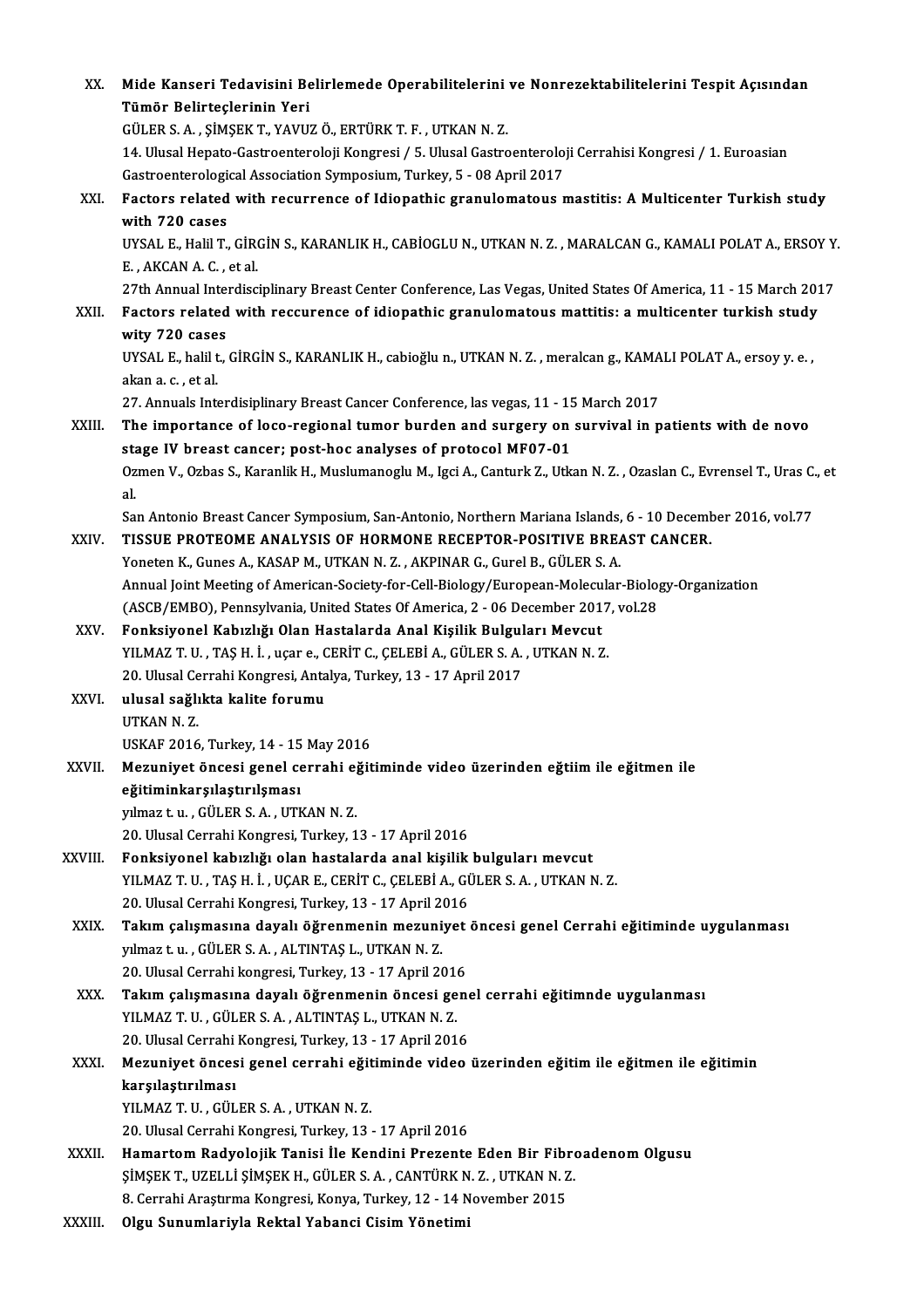XX. **Mide Kanseri Tedavisini Belirlemede Operabilitelerini ve Nonrezektabilitelerini Tespit Açısından Tümör Belirteçlerinin Yeri**
GÜLER S. A. , ŞİMŞEK T., YAVUZ Ö., ERTÜRK T. F. , UTKAN N. Z.
14. Ulusal Hepato-Gastroenteroloji Kongresi / 5. Ulusal Gastroenteroloji Cerrahisi Kongresi / 1. Euroasian Gastroenterological Association Symposium, Turkey, 5 - 08 April 2017

XXI. **Factors related with recurrence of Idiopathic granulomatous mastitis: A Multicenter Turkish study with 720 cases**
UYSAL E., Halil T., GİRGİN S., KARANLIK H., CABİOGLU N., UTKAN N. Z. , MARALCAN G., KAMALI POLAT A., ERSOY Y. E. , AKCAN A. C. , et al.
27th Annual Interdisciplinary Breast Center Conference, Las Vegas, United States Of America, 11 - 15 March 2017

XXII. **Factors related with reccurence of idiopathic granulomatous mattitis: a multicenter turkish study wity 720 cases**
UYSAL E., halil t., GİRGİN S., KARANLIK H., cabioğlu n., UTKAN N. Z. , meralcan g., KAMALI POLAT A., ersoy y. e. , akan a. c. , et al.
27. Annuals Interdisiplinary Breast Cancer Conference, las vegas, 11 - 15 March 2017

XXIII. **The importance of loco-regional tumor burden and surgery on survival in patients with de novo stage IV breast cancer; post-hoc analyses of protocol MF07-01**
Ozmen V., Ozbas S., Karanlik H., Muslumanoglu M., Igci A., Canturk Z., Utkan N. Z. , Ozaslan C., Evrensel T., Uras C., et al.
San Antonio Breast Cancer Symposium, San-Antonio, Northern Mariana Islands, 6 - 10 December 2016, vol.77

XXIV. **TISSUE PROTEOME ANALYSIS OF HORMONE RECEPTOR-POSITIVE BREAST CANCER.**
Yoneten K., Gunes A., KASAP M., UTKAN N. Z. , AKPINAR G., Gurel B., GÜLER S. A.
Annual Joint Meeting of American-Society-for-Cell-Biology/European-Molecular-Biology-Organization (ASCB/EMBO), Pennsylvania, United States Of America, 2 - 06 December 2017, vol.28

XXV. **Fonksiyonel Kabızlığı Olan Hastalarda Anal Kişilik Bulguları Mevcut**
YILMAZ T. U. , TAŞ H. İ. , uçar e., CERİT C., ÇELEBİ A., GÜLER S. A. , UTKAN N. Z.
20. Ulusal Cerrahi Kongresi, Antalya, Turkey, 13 - 17 April 2017

XXVI. **ulusal sağlıkta kalite forumu**
UTKAN N. Z.
USKAF 2016, Turkey, 14 - 15 May 2016

XXVII. **Mezuniyet öncesi genel cerrahi eğitiminde video üzerinden eğtiim ile eğitmen ile eğitiminkarşılaştırılşması**
yılmaz t. u. , GÜLER S. A. , UTKAN N. Z.
20. Ulusal Cerrahi Kongresi, Turkey, 13 - 17 April 2016

XXVIII. **Fonksiyonel kabızlığı olan hastalarda anal kişilik bulguları mevcut**
YILMAZ T. U. , TAŞ H. İ. , UÇAR E., CERİT C., ÇELEBİ A., GÜLER S. A. , UTKAN N. Z.
20. Ulusal Cerrahi Kongresi, Turkey, 13 - 17 April 2016

XXIX. **Takım çalışmasına dayalı öğrenmenin mezuniyet öncesi genel Cerrahi eğitiminde uygulanması**
yılmaz t. u. , GÜLER S. A. , ALTINTAŞ L., UTKAN N. Z.
20. Ulusal Cerrahi kongresi, Turkey, 13 - 17 April 2016

XXX. **Takım çalışmasına dayalı öğrenmenin öncesi genel cerrahi eğitimnde uygulanması**
YILMAZ T. U. , GÜLER S. A. , ALTINTAŞ L., UTKAN N. Z.
20. Ulusal Cerrahi Kongresi, Turkey, 13 - 17 April 2016

XXXI. **Mezuniyet öncesi genel cerrahi eğitiminde video üzerinden eğitim ile eğitmen ile eğitimin karşılaştırılması**
YILMAZ T. U. , GÜLER S. A. , UTKAN N. Z.
20. Ulusal Cerrahi Kongresi, Turkey, 13 - 17 April 2016

XXXII. **Hamartom Radyolojik Tanisi İle Kendini Prezente Eden Bir Fibroadenom Olgusu**
ŞİMŞEK T., UZELLİ ŞİMŞEK H., GÜLER S. A. , CANTÜRK N. Z. , UTKAN N. Z.
8. Cerrahi Araştırma Kongresi, Konya, Turkey, 12 - 14 November 2015

XXXIII. **Olgu Sunumlariyla Rektal Yabanci Cisim Yönetimi**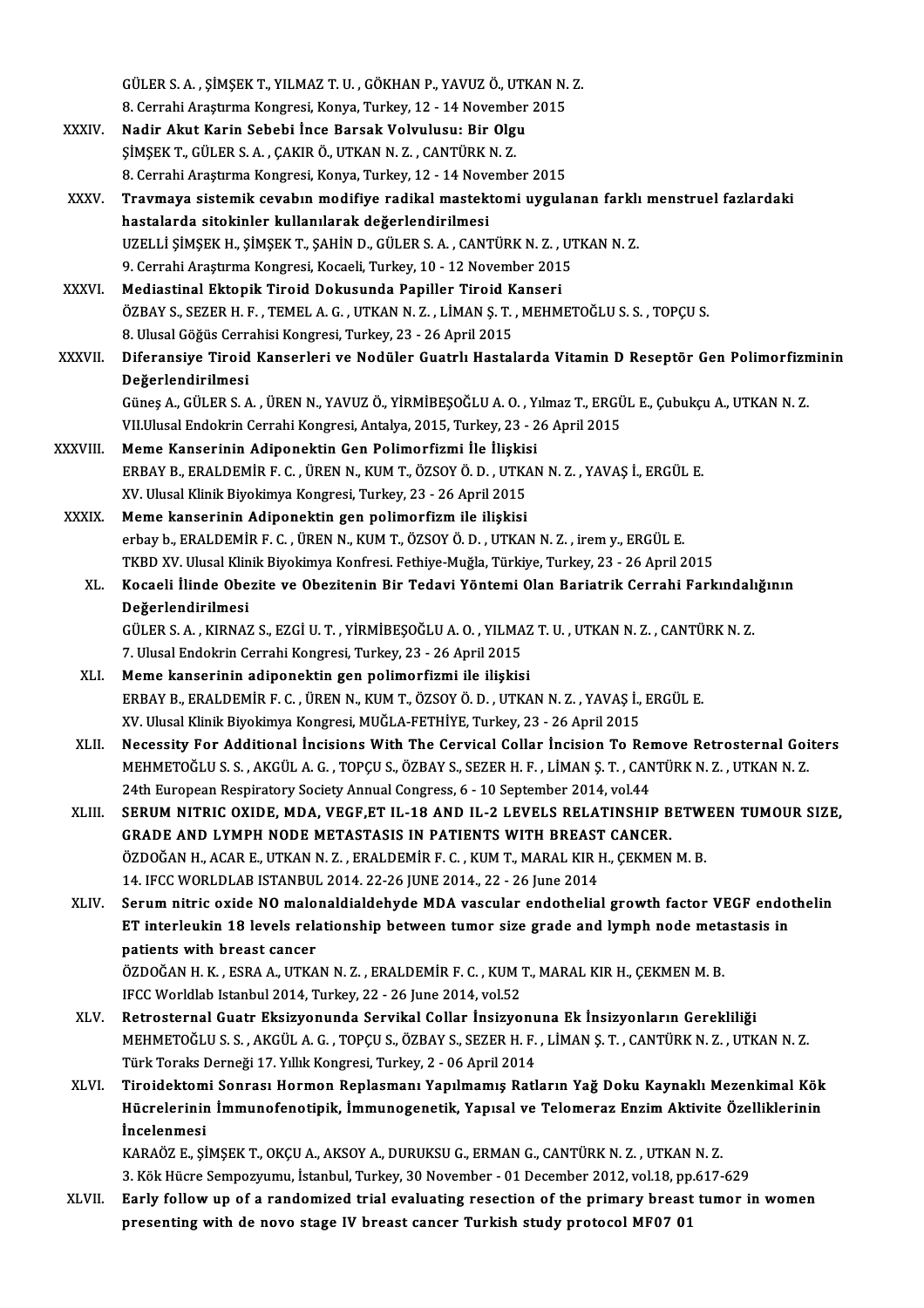GÜLER S. A. , ŞİMŞEK T., YILMAZ T. U. , GÖKHAN P., YAVUZ Ö., UTKAN N. Z.
8. Cerrahi Araştırma Kongresi, Konya, Turkey, 12 - 14 November 2015

XXXIV. **Nadir Akut Karin Sebebi İnce Barsak Volvulusu: Bir Olgu**
ŞİMŞEK T., GÜLER S. A. , ÇAKIR Ö., UTKAN N. Z. , CANTÜRK N. Z.
8. Cerrahi Araştırma Kongresi, Konya, Turkey, 12 - 14 November 2015

XXXV. **Travmaya sistemik cevabın modifiye radikal mastektomi uygulanan farklı menstruel fazlardaki hastalarda sitokinler kullanılarak değerlendirilmesi**
UZELLİ ŞİMŞEK H., ŞİMŞEK T., ŞAHİN D., GÜLER S. A. , CANTÜRK N. Z. , UTKAN N. Z.
9. Cerrahi Araştırma Kongresi, Kocaeli, Turkey, 10 - 12 November 2015

XXXVI. **Mediastinal Ektopik Tiroid Dokusunda Papiller Tiroid Kanseri**
ÖZBAY S., SEZER H. F. , TEMEL A. G. , UTKAN N. Z. , LİMAN Ş. T. , MEHMETOĞLU S. S. , TOPÇU S.
8. Ulusal Göğüs Cerrahisi Kongresi, Turkey, 23 - 26 April 2015

XXXVII. **Diferansiye Tiroid Kanserleri ve Nodüler Guatrlı Hastalarda Vitamin D Reseptör Gen Polimorfizminin Değerlendirilmesi**
Güneş A., GÜLER S. A. , ÜREN N., YAVUZ Ö., YİRMİBEŞOĞLU A. O. , Yılmaz T., ERGÜL E., Çubukçu A., UTKAN N. Z.
VII.Ulusal Endokrin Cerrahi Kongresi, Antalya, 2015, Turkey, 23 - 26 April 2015

XXXVIII. **Meme Kanserinin Adiponektin Gen Polimorfizmi İle İlişkisi**
ERBAY B., ERALDEMİR F. C. , ÜREN N., KUM T., ÖZSOY Ö. D. , UTKAN N. Z. , YAVAŞ İ., ERGÜL E.
XV. Ulusal Klinik Biyokimya Kongresi, Turkey, 23 - 26 April 2015

XXXIX. **Meme kanserinin Adiponektin gen polimorfizm ile ilişkisi**
erbay b., ERALDEMİR F. C. , ÜREN N., KUM T., ÖZSOY Ö. D. , UTKAN N. Z. , irem y., ERGÜL E.
TKBD XV. Ulusal Klinik Biyokimya Konfresi. Fethiye-Muğla, Türkiye, Turkey, 23 - 26 April 2015

XL. **Kocaeli İlinde Obezite ve Obezitenin Bir Tedavi Yöntemi Olan Bariatrik Cerrahi Farkındalığının Değerlendirilmesi**
GÜLER S. A. , KIRNAZ S., EZGİ U. T. , YİRMİBEŞOĞLU A. O. , YILMAZ T. U. , UTKAN N. Z. , CANTÜRK N. Z.
7. Ulusal Endokrin Cerrahi Kongresi, Turkey, 23 - 26 April 2015

XLI. **Meme kanserinin adiponektin gen polimorfizmi ile ilişkisi**
ERBAY B., ERALDEMİR F. C. , ÜREN N., KUM T., ÖZSOY Ö. D. , UTKAN N. Z. , YAVAŞ İ., ERGÜL E.
XV. Ulusal Klinik Biyokimya Kongresi, MUĞLA-FETHİYE, Turkey, 23 - 26 April 2015

XLII. **Necessity For Additional İncisions With The Cervical Collar İncision To Remove Retrosternal Goiters**
MEHMETOĞLU S. S. , AKGÜL A. G. , TOPÇU S., ÖZBAY S., SEZER H. F. , LİMAN Ş. T. , CANTÜRK N. Z. , UTKAN N. Z.
24th European Respiratory Society Annual Congress, 6 - 10 September 2014, vol.44

XLIII. **SERUM NITRIC OXIDE, MDA, VEGF,ET IL-18 AND IL-2 LEVELS RELATINSHIP BETWEEN TUMOUR SIZE, GRADE AND LYMPH NODE METASTASIS IN PATIENTS WITH BREAST CANCER.**
ÖZDOĞAN H., ACAR E., UTKAN N. Z. , ERALDEMİR F. C. , KUM T., MARAL KIR H., ÇEKMEN M. B.
14. IFCC WORLDLAB ISTANBUL 2014. 22-26 JUNE 2014., 22 - 26 June 2014

XLIV. **Serum nitric oxide NO malonaldialdehyde MDA vascular endothelial growth factor VEGF endothelin ET interleukin 18 levels relationship between tumor size grade and lymph node metastasis in patients with breast cancer**
ÖZDOĞAN H. K. , ESRA A., UTKAN N. Z. , ERALDEMİR F. C. , KUM T., MARAL KIR H., ÇEKMEN M. B.
IFCC Worldlab Istanbul 2014, Turkey, 22 - 26 June 2014, vol.52

XLV. **Retrosternal Guatr Eksizyonunda Servikal Collar İnsizyonuna Ek İnsizyonların Gerekliliği**
MEHMETOĞLU S. S. , AKGÜL A. G. , TOPÇU S., ÖZBAY S., SEZER H. F. , LİMAN Ş. T. , CANTÜRK N. Z. , UTKAN N. Z.
Türk Toraks Derneği 17. Yıllık Kongresi, Turkey, 2 - 06 April 2014

XLVI. **Tiroidektomi Sonrası Hormon Replasmanı Yapılmamış Ratların Yağ Doku Kaynaklı Mezenkimal Kök Hücrelerinin İmmunofenotipik, İmmunogenetik, Yapısal ve Telomeraz Enzim Aktivite Özelliklerinin İncelenmesi**
KARAÖZ E., ŞİMŞEK T., OKÇU A., AKSOY A., DURUKSU G., ERMAN G., CANTÜRK N. Z. , UTKAN N. Z.
3. Kök Hücre Sempozyumu, İstanbul, Turkey, 30 November - 01 December 2012, vol.18, pp.617-629

XLVII. **Early follow up of a randomized trial evaluating resection of the primary breast tumor in women presenting with de novo stage IV breast cancer Turkish study protocol MF07 01**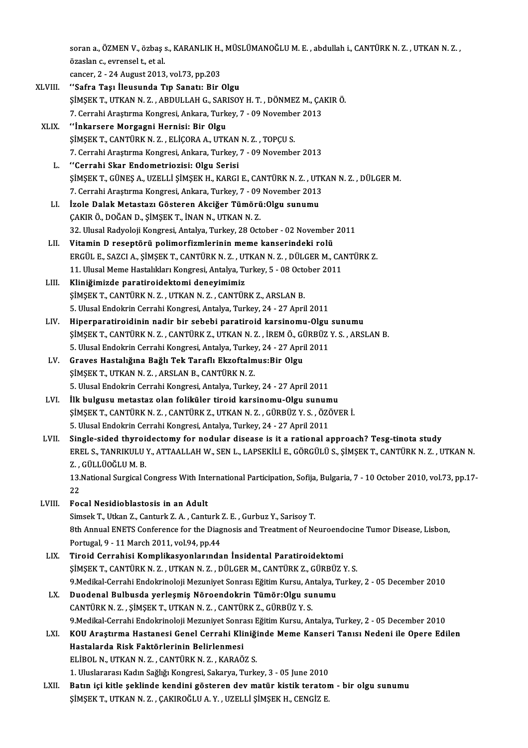soran a., ÖZMEN V., özbaş s., KARANLIK H., MÜSLÜMANOĞLU M. E. , abdullah i., CANTÜRK N. Z. , UTKAN N. Z. , özaslan c., evrensel t., et al.
cancer, 2 - 24 August 2013, vol.73, pp.203

XLVIII. **''Safra Taşı İleusunda Tıp Sanatı: Bir Olgu**
ŞİMŞEK T., UTKAN N. Z. , ABDULLAH G., SARISOY H. T. , DÖNMEZ M., ÇAKIR Ö.
7. Cerrahi Araştırma Kongresi, Ankara, Turkey, 7 - 09 November 2013

XLIX. **''İnkarsere Morgagni Hernisi: Bir Olgu**
ŞİMŞEK T., CANTÜRK N. Z. , ELİÇORA A., UTKAN N. Z. , TOPÇU S.
7. Cerrahi Araştırma Kongresi, Ankara, Turkey, 7 - 09 November 2013

L. **''Cerrahi Skar Endometriozisi: Olgu Serisi**
ŞİMŞEK T., GÜNEŞ A., UZELLİ ŞİMŞEK H., KARGI E., CANTÜRK N. Z. , UTKAN N. Z. , DÜLGER M.
7. Cerrahi Araştırma Kongresi, Ankara, Turkey, 7 - 09 November 2013

LI. **İzole Dalak Metastazı Gösteren Akciğer Tümörü:Olgu sunumu**
ÇAKIR Ö., DOĞAN D., ŞİMŞEK T., İNAN N., UTKAN N. Z.
32. Ulusal Radyoloji Kongresi, Antalya, Turkey, 28 October - 02 November 2011

LII. **Vitamin D reseptörü polimorfizmlerinin meme kanserindeki rolü**
ERGÜL E., SAZCI A., ŞİMŞEK T., CANTÜRK N. Z. , UTKAN N. Z. , DÜLGER M., CANTÜRK Z.
11. Ulusal Meme Hastalıkları Kongresi, Antalya, Turkey, 5 - 08 October 2011

LIII. **Kliniğimizde paratiroidektomi deneyimimiz**
ŞİMŞEK T., CANTÜRK N. Z. , UTKAN N. Z. , CANTÜRK Z., ARSLAN B.
5. Ulusal Endokrin Cerrahi Kongresi, Antalya, Turkey, 24 - 27 April 2011

LIV. **Hiperparatiroidinin nadir bir sebebi paratiroid karsinomu-Olgu sunumu**
ŞİMŞEK T., CANTÜRK N. Z. , CANTÜRK Z., UTKAN N. Z. , İREM Ö., GÜRBÜZ Y. S. , ARSLAN B.
5. Ulusal Endokrin Cerrahi Kongresi, Antalya, Turkey, 24 - 27 April 2011

LV. **Graves Hastalığına Bağlı Tek Taraflı Ekzoftalmus:Bir Olgu**
ŞİMŞEK T., UTKAN N. Z. , ARSLAN B., CANTÜRK N. Z.
5. Ulusal Endokrin Cerrahi Kongresi, Antalya, Turkey, 24 - 27 April 2011

LVI. **İlk bulgusu metastaz olan foliküler tiroid karsinomu-Olgu sunumu**
ŞİMŞEK T., CANTÜRK N. Z. , CANTÜRK Z., UTKAN N. Z. , GÜRBÜZ Y. S. , ÖZÖVER İ.
5. Ulusal Endokrin Cerrahi Kongresi, Antalya, Turkey, 24 - 27 April 2011

LVII. **Single-sided thyroidectomy for nodular disease is it a rational approach? Tesg-tinota study**
EREL S., TANRIKULU Y., ATTAALLAH W., SEN L., LAPSEKİLİ E., GÖRGÜLÜ S., ŞİMŞEK T., CANTÜRK N. Z. , UTKAN N. Z. , GÜLLÜOĞLU M. B.
13.National Surgical Congress With International Participation, Sofija, Bulgaria, 7 - 10 October 2010, vol.73, pp.17-22

LVIII. **Focal Nesidioblastosis in an Adult**
Simsek T., Utkan Z., Canturk Z. A. , Canturk Z. E. , Gurbuz Y., Sarisoy T.
8th Annual ENETS Conference for the Diagnosis and Treatment of Neuroendocine Tumor Disease, Lisbon, Portugal, 9 - 11 March 2011, vol.94, pp.44

LIX. **Tiroid Cerrahisi Komplikasyonlarından İnsidental Paratiroidektomi**
ŞİMŞEK T., CANTÜRK N. Z. , UTKAN N. Z. , DÜLGER M., CANTÜRK Z., GÜRBÜZ Y. S.
9.Medikal-Cerrahi Endokrinoloji Mezuniyet Sonrası Eğitim Kursu, Antalya, Turkey, 2 - 05 December 2010

LX. **Duodenal Bulbusda yerleşmiş Nöroendokrin Tümör:Olgu sunumu**
CANTÜRK N. Z. , ŞİMŞEK T., UTKAN N. Z. , CANTÜRK Z., GÜRBÜZ Y. S.
9.Medikal-Cerrahi Endokrinoloji Mezuniyet Sonrası Eğitim Kursu, Antalya, Turkey, 2 - 05 December 2010

LXI. **KOU Araştırma Hastanesi Genel Cerrahi Kliniğinde Meme Kanseri Tanısı Nedeni ile Opere Edilen Hastalarda Risk Faktörlerinin Belirlenmesi**
ELİBOL N., UTKAN N. Z. , CANTÜRK N. Z. , KARAÖZ S.
1. Uluslararası Kadın Sağlığı Kongresi, Sakarya, Turkey, 3 - 05 June 2010

LXII. **Batın içi kitle şeklinde kendini gösteren dev matür kistik teratom - bir olgu sunumu**
ŞİMŞEK T., UTKAN N. Z. , ÇAKIROĞLU A. Y. , UZELLİ ŞİMŞEK H., CENGİZ E.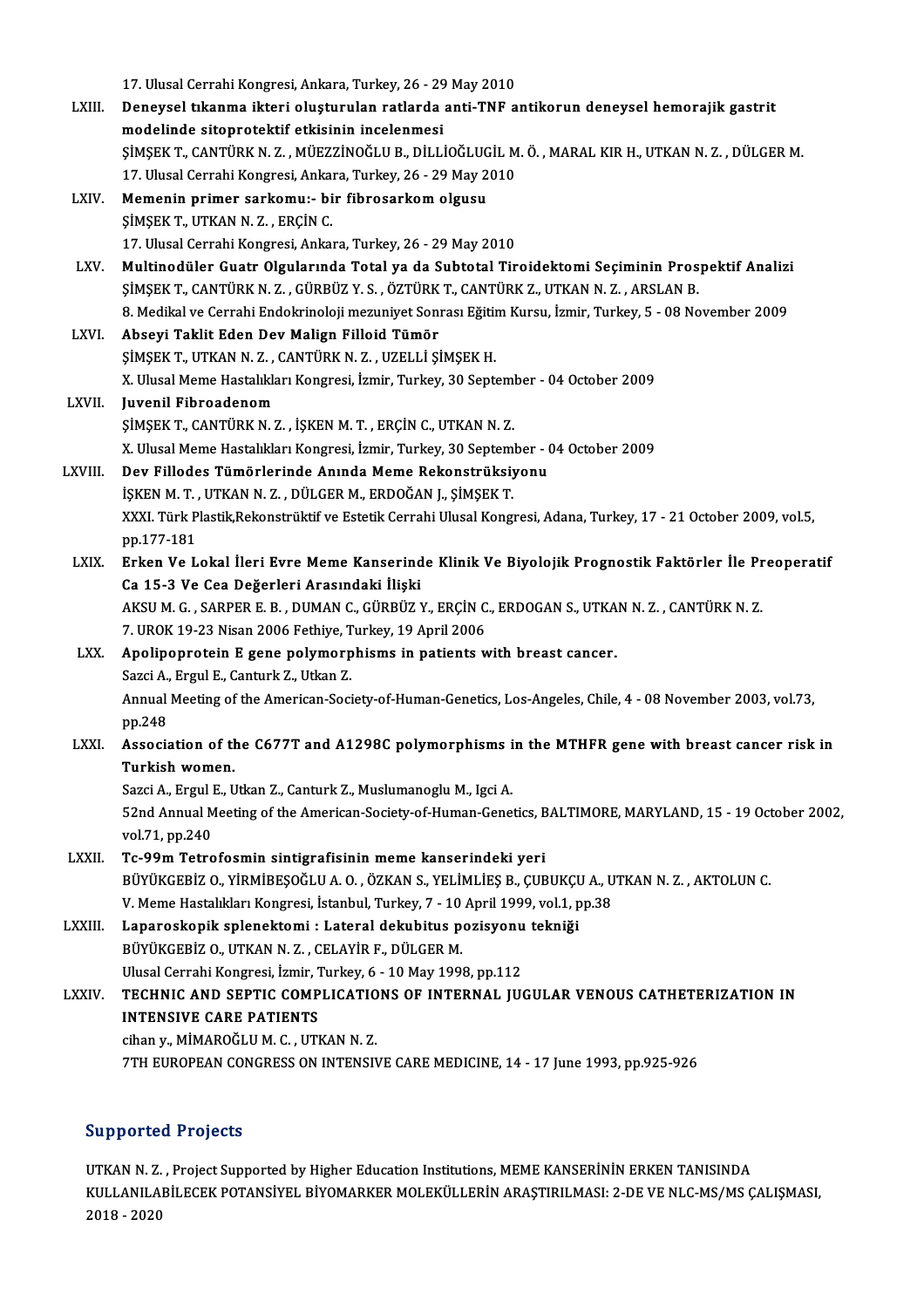17. Ulusal Cerrahi Kongresi, Ankara, Turkey, 26 - 29 May 2010

LXIII. **Deneysel tıkanma ikteri oluşturulan ratlarda anti-TNF antikorun deneysel hemorajik gastrit modelinde sitoprotektif etkisinin incelenmesi**
ŞİMŞEK T., CANTÜRK N. Z. , MÜEZZİNOĞLU B., DİLLİOĞLUGİL M. Ö. , MARAL KIR H., UTKAN N. Z. , DÜLGER M.
17. Ulusal Cerrahi Kongresi, Ankara, Turkey, 26 - 29 May 2010

LXIV. **Memenin primer sarkomu:- bir fibrosarkom olgusu**
ŞİMŞEK T., UTKAN N. Z. , ERÇİN C.
17. Ulusal Cerrahi Kongresi, Ankara, Turkey, 26 - 29 May 2010

LXV. **Multinodüler Guatr Olgularında Total ya da Subtotal Tiroidektomi Seçiminin Prospektif Analizi**
ŞİMŞEK T., CANTÜRK N. Z. , GÜRBÜZ Y. S. , ÖZTÜRK T., CANTÜRK Z., UTKAN N. Z. , ARSLAN B.
8. Medikal ve Cerrahi Endokrinoloji mezuniyet Sonrası Eğitim Kursu, İzmir, Turkey, 5 - 08 November 2009

LXVI. **Abseyi Taklit Eden Dev Malign Filloid Tümör**
ŞİMŞEK T., UTKAN N. Z. , CANTÜRK N. Z. , UZELLİ ŞİMŞEK H.
X. Ulusal Meme Hastalıkları Kongresi, İzmir, Turkey, 30 September - 04 October 2009

LXVII. **Juvenil Fibroadenom**
ŞİMŞEK T., CANTÜRK N. Z. , İŞKEN M. T. , ERÇİN C., UTKAN N. Z.
X. Ulusal Meme Hastalıkları Kongresi, İzmir, Turkey, 30 September - 04 October 2009

LXVIII. **Dev Fillodes Tümörlerinde Anında Meme Rekonstrüksiyonu**
İŞKEN M. T. , UTKAN N. Z. , DÜLGER M., ERDOĞAN J., ŞİMŞEK T.
XXXI. Türk Plastik,Rekonstrüktif ve Estetik Cerrahi Ulusal Kongresi, Adana, Turkey, 17 - 21 October 2009, vol.5, pp.177-181

LXIX. **Erken Ve Lokal İleri Evre Meme Kanserinde Klinik Ve Biyolojik Prognostik Faktörler İle Preoperatif Ca 15-3 Ve Cea Değerleri Arasındaki İlişki**
AKSU M. G. , SARPER E. B. , DUMAN C., GÜRBÜZ Y., ERÇİN C., ERDOGAN S., UTKAN N. Z. , CANTÜRK N. Z.
7. UROK 19-23 Nisan 2006 Fethiye, Turkey, 19 April 2006

LXX. **Apolipoprotein E gene polymorphisms in patients with breast cancer.**
Sazci A., Ergul E., Canturk Z., Utkan Z.
Annual Meeting of the American-Society-of-Human-Genetics, Los-Angeles, Chile, 4 - 08 November 2003, vol.73, pp.248

LXXI. **Association of the C677T and A1298C polymorphisms in the MTHFR gene with breast cancer risk in Turkish women.**
Sazci A., Ergul E., Utkan Z., Canturk Z., Muslumanoglu M., Igci A.
52nd Annual Meeting of the American-Society-of-Human-Genetics, BALTIMORE, MARYLAND, 15 - 19 October 2002, vol.71, pp.240

LXXII. **Tc-99m Tetrofosmin sintigrafisinin meme kanserindeki yeri**
BÜYÜKGEBİZ O., YİRMİBEŞOĞLU A. O. , ÖZKAN S., YELİMLİEŞ B., ÇUBUKÇU A., UTKAN N. Z. , AKTOLUN C.
V. Meme Hastalıkları Kongresi, İstanbul, Turkey, 7 - 10 April 1999, vol.1, pp.38

LXXIII. **Laparoskopik splenektomi : Lateral dekubitus pozisyonu tekniği**
BÜYÜKGEBİZ O., UTKAN N. Z. , CELAYİR F., DÜLGER M.
Ulusal Cerrahi Kongresi, İzmir, Turkey, 6 - 10 May 1998, pp.112

LXXIV. **TECHNIC AND SEPTIC COMPLICATIONS OF INTERNAL JUGULAR VENOUS CATHETERIZATION IN INTENSIVE CARE PATIENTS**
cihan y., MİMAROĞLU M. C. , UTKAN N. Z.
7TH EUROPEAN CONGRESS ON INTENSIVE CARE MEDICINE, 14 - 17 June 1993, pp.925-926

## Supported Projects

UTKAN N. Z. , Project Supported by Higher Education Institutions, MEME KANSERİNİN ERKEN TANISINDA KULLANILABİLECEK POTANSİYEL BİYOMARKER MOLEKÜLLERİN ARAŞTIRILMASI: 2-DE VE NLC-MS/MS ÇALIŞMASI, 2018 - 2020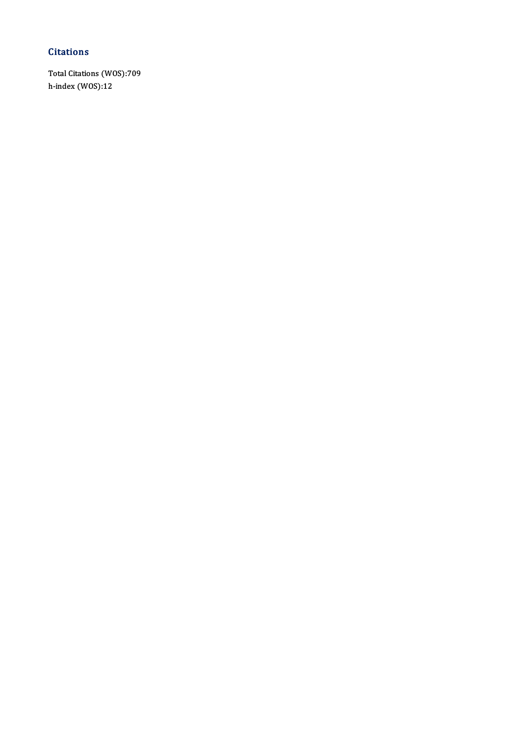## Citations

Total Citations (WOS):709
h-index (WOS):12